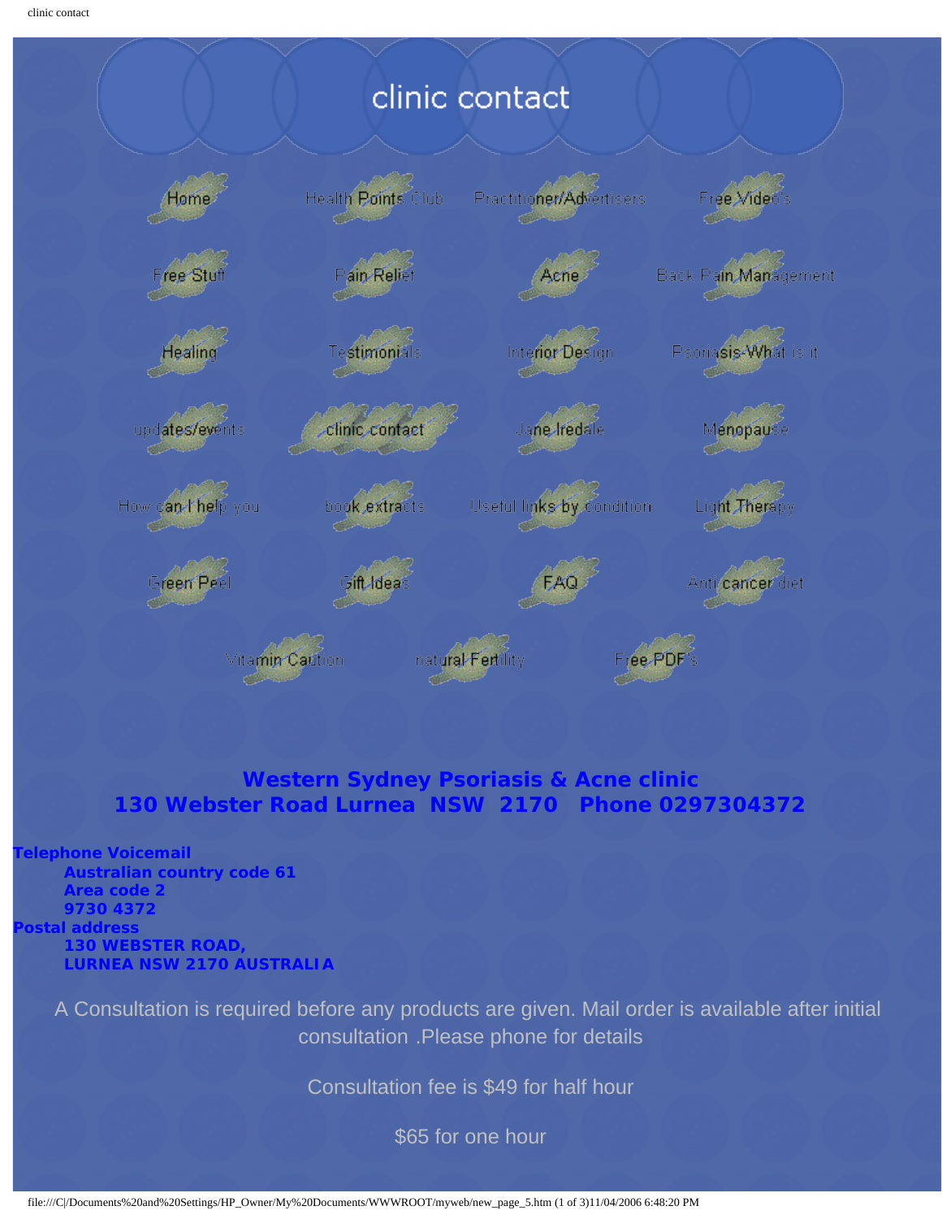# clinic contact

Home | Health Points Club | Practitioner/Advertisers | Free Video's
Free Stuff | Pain Relief | Acne | Back Pain Management
Healing | Testimonials | Interior Design | Psoriasis-What is it
updates/events | clinic contact | Jane Iredale | Menopause
How can I help you | book extracts | Useful links by condition | Light Therapy
Green Peel | Gift Ideas | FAQ | Anti cancer diet
Vitamin Caution | natural Fertility | Free PDF's

## Western Sydney Psoriasis & Acne clinic
## 130 Webster Road Lurnea NSW 2170 Phone 0297304372

**Telephone Voicemail**

**Australian country code 61**
**Area code 2**
**9730 4372**

**Postal address**

**130 WEBSTER ROAD,**
**LURNEA NSW 2170 AUSTRALIA**

A Consultation is required before any products are given. Mail order is available after initial consultation .Please phone for details

Consultation fee is $49 for half hour

$65 for one hour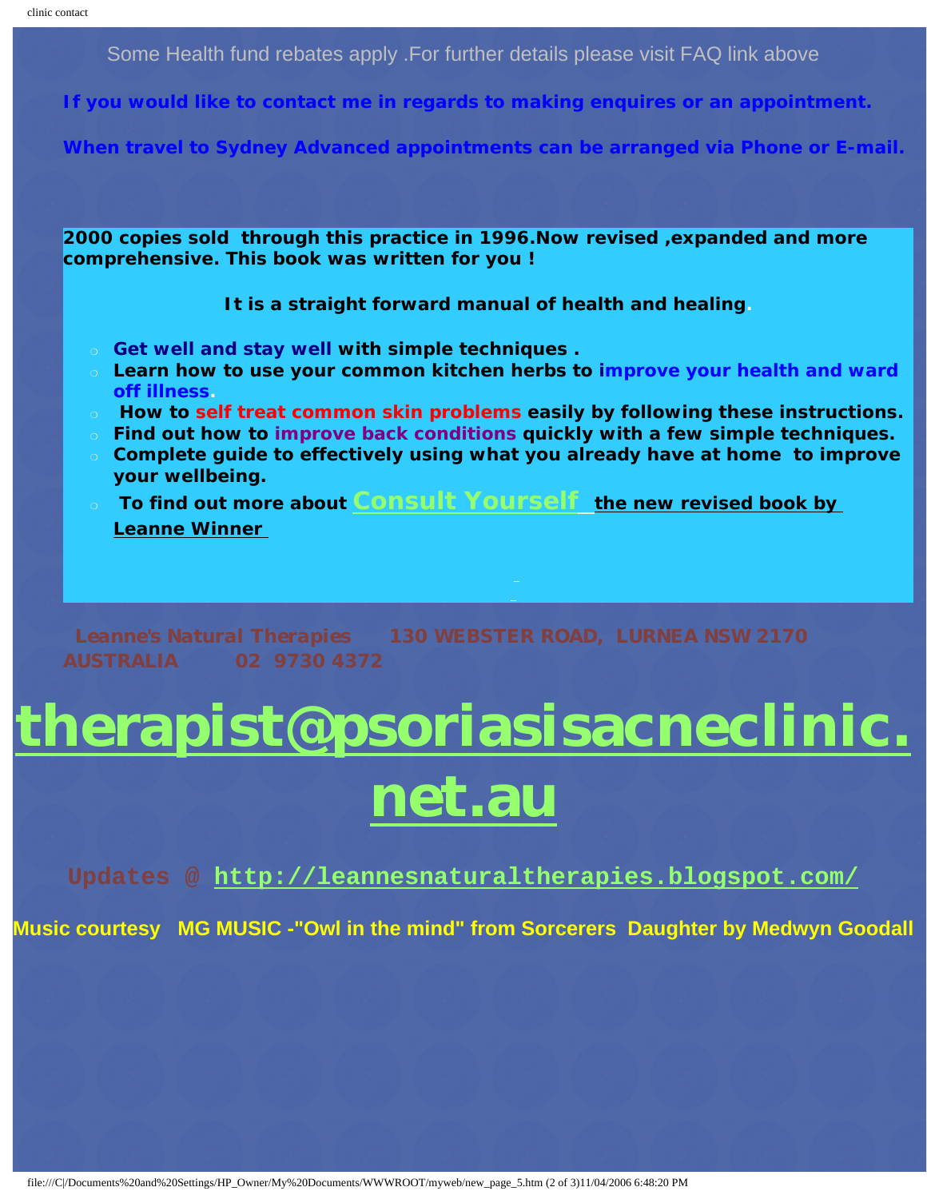Some Health fund rebates apply .For further details please visit FAQ link above

**If you would like to contact me in regards to making enquires or an appointment.**

**When travel to Sydney Advanced appointments can be arranged via Phone or E-mail.**

**2000 copies sold through this practice in 1996.Now revised ,expanded and more comprehensive. This book was written for you !**

**It is a straight forward manual of health and healing.**

- **Get well and stay well with simple techniques .**
- **Learn how to use your common kitchen herbs to improve your health and ward off illness.**
- **How to self treat common skin problems easily by following these instructions.**
- **Find out how to improve back conditions quickly with a few simple techniques.**
- **Complete guide to effectively using what you already have at home to improve your wellbeing.**
- **To find out more about Consult Yourself the new revised book by Leanne Winner**

**Leanne's Natural Therapies 130 WEBSTER ROAD, LURNEA NSW 2170 AUSTRALIA 02 9730 4372**

# therapist@psoriasisacneclinic.net.au

**Updates @ http://leannesnaturaltherapies.blogspot.com/**

**Music courtesy MG MUSIC -"Owl in the mind" from Sorcerers Daughter by Medwyn Goodall**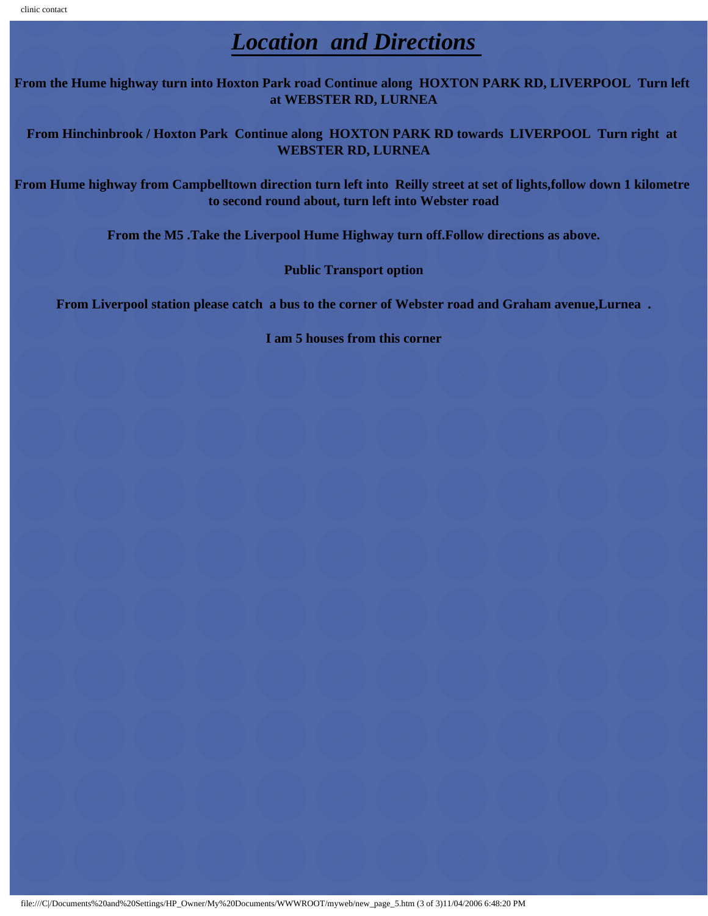# ***Location and Directions***

**From the Hume highway turn into Hoxton Park road Continue along HOXTON PARK RD, LIVERPOOL Turn left at WEBSTER RD, LURNEA**

**From Hinchinbrook / Hoxton Park Continue along HOXTON PARK RD towards LIVERPOOL Turn right at WEBSTER RD, LURNEA**

**From Hume highway from Campbelltown direction turn left into Reilly street at set of lights,follow down 1 kilometre to second round about, turn left into Webster road**

**From the M5 .Take the Liverpool Hume Highway turn off.Follow directions as above.**

**Public Transport option**

**From Liverpool station please catch a bus to the corner of Webster road and Graham avenue,Lurnea .**

**I am 5 houses from this corner**